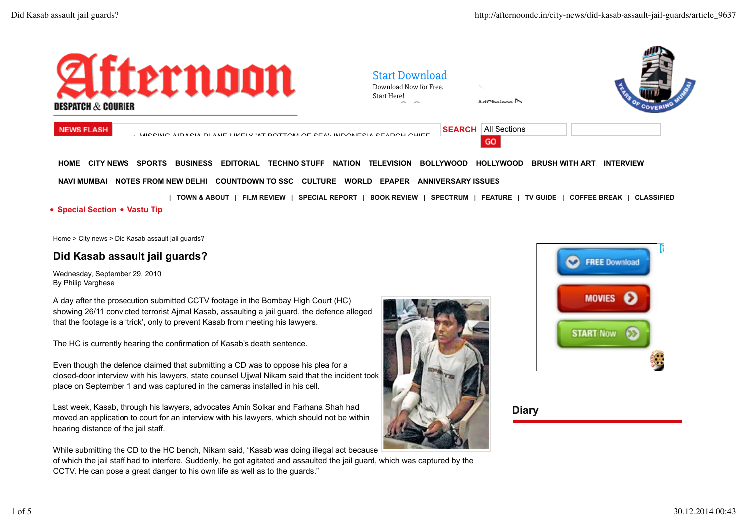# Afternoon

DESPATCH & COURIER

Start Download
Download Now for Free.
Start Here!

NEWS FLASH — MISSING AIRASIA PLANE LIKELY 'AT BOTTOM OF SEA': INDONESIA SEARCH CHIEF

SEARCH | All Sections | GO

HOME | CITY NEWS | SPORTS | BUSINESS | EDITORIAL | TECHNO STUFF | NATION | TELEVISION | BOLLYWOOD | HOLLYWOOD | BRUSH WITH ART | INTERVIEW

NAVI MUMBAI | NOTES FROM NEW DELHI | COUNTDOWN TO SSC | CULTURE | WORLD | EPAPER | ANNIVERSARY ISSUES

| TOWN & ABOUT | FILM REVIEW | SPECIAL REPORT | BOOK REVIEW | SPECTRUM | FEATURE | TV GUIDE | COFFEE BREAK | CLASSIFIED

- Special Section
- Vastu Tip

Home > City news > Did Kasab assault jail guards?

## Did Kasab assault jail guards?

Wednesday, September 29, 2010
By Philip Varghese

A day after the prosecution submitted CCTV footage in the Bombay High Court (HC) showing 26/11 convicted terrorist Ajmal Kasab, assaulting a jail guard, the defence alleged that the footage is a 'trick', only to prevent Kasab from meeting his lawyers.

The HC is currently hearing the confirmation of Kasab's death sentence.

Even though the defence claimed that submitting a CD was to oppose his plea for a closed-door interview with his lawyers, state counsel Ujjwal Nikam said that the incident took place on September 1 and was captured in the cameras installed in his cell.

Last week, Kasab, through his lawyers, advocates Amin Solkar and Farhana Shah had moved an application to court for an interview with his lawyers, which should not be within hearing distance of the jail staff.

While submitting the CD to the HC bench, Nikam said, "Kasab was doing illegal act because of which the jail staff had to interfere. Suddenly, he got agitated and assaulted the jail guard, which was captured by the CCTV. He can pose a great danger to his own life as well as to the guards."

FREE Download

MOVIES

START Now

## Diary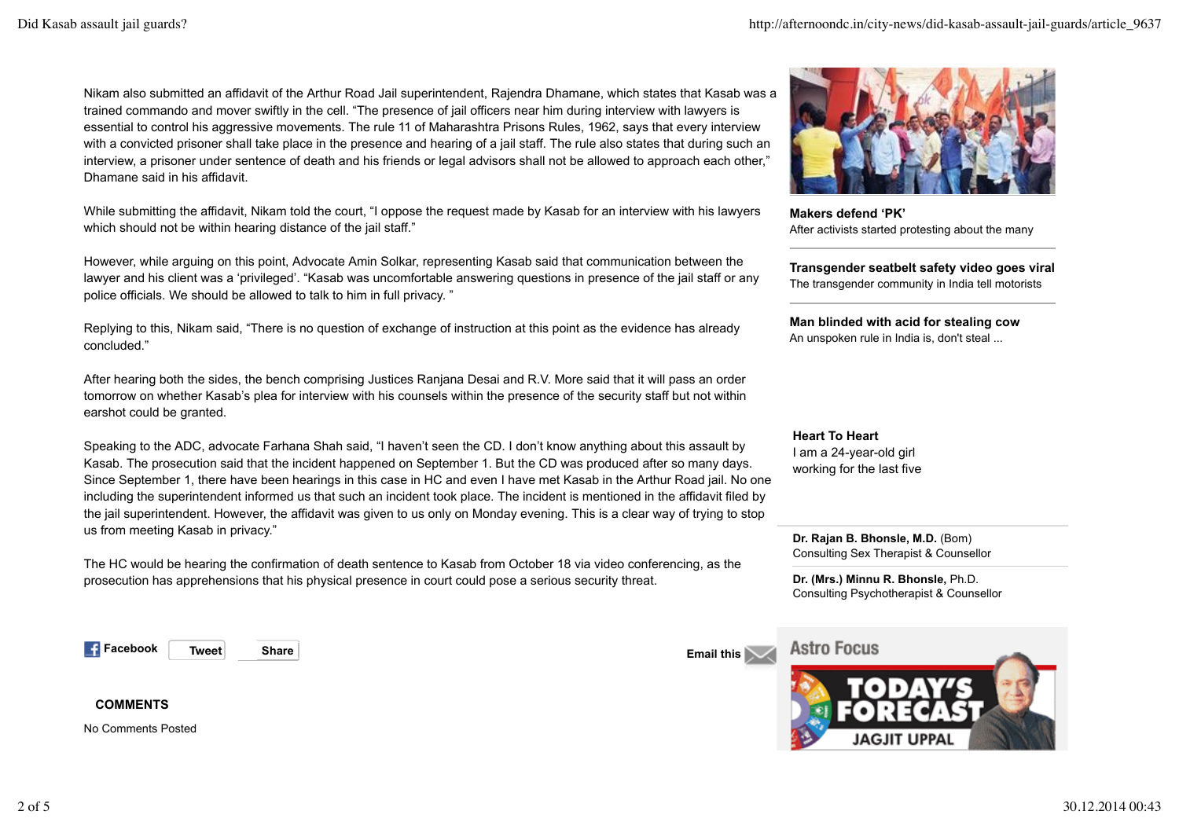Nikam also submitted an affidavit of the Arthur Road Jail superintendent, Rajendra Dhamane, which states that Kasab was a trained commando and mover swiftly in the cell. "The presence of jail officers near him during interview with lawyers is essential to control his aggressive movements. The rule 11 of Maharashtra Prisons Rules, 1962, says that every interview with a convicted prisoner shall take place in the presence and hearing of a jail staff. The rule also states that during such an interview, a prisoner under sentence of death and his friends or legal advisors shall not be allowed to approach each other," Dhamane said in his affidavit.

While submitting the affidavit, Nikam told the court, "I oppose the request made by Kasab for an interview with his lawyers which should not be within hearing distance of the jail staff."

However, while arguing on this point, Advocate Amin Solkar, representing Kasab said that communication between the lawyer and his client was a 'privileged'. "Kasab was uncomfortable answering questions in presence of the jail staff or any police officials. We should be allowed to talk to him in full privacy. "

Replying to this, Nikam said, "There is no question of exchange of instruction at this point as the evidence has already concluded."

After hearing both the sides, the bench comprising Justices Ranjana Desai and R.V. More said that it will pass an order tomorrow on whether Kasab's plea for interview with his counsels within the presence of the security staff but not within earshot could be granted.

Speaking to the ADC, advocate Farhana Shah said, "I haven't seen the CD. I don't know anything about this assault by Kasab. The prosecution said that the incident happened on September 1. But the CD was produced after so many days. Since September 1, there have been hearings in this case in HC and even I have met Kasab in the Arthur Road jail. No one including the superintendent informed us that such an incident took place. The incident is mentioned in the affidavit filed by the jail superintendent. However, the affidavit was given to us only on Monday evening. This is a clear way of trying to stop us from meeting Kasab in privacy."

The HC would be hearing the confirmation of death sentence to Kasab from October 18 via video conferencing, as the prosecution has apprehensions that his physical presence in court could pose a serious security threat.

Facebook Tweet Share

Email this

**COMMENTS**

No Comments Posted

**Makers defend 'PK'**
After activists started protesting about the many

**Transgender seatbelt safety video goes viral**
The transgender community in India tell motorists

**Man blinded with acid for stealing cow**
An unspoken rule in India is, don't steal ...

**Heart To Heart**
I am a 24-year-old girl working for the last five

**Dr. Rajan B. Bhonsle, M.D.** (Bom)
Consulting Sex Therapist & Counsellor

**Dr. (Mrs.) Minnu R. Bhonsle,** Ph.D.
Consulting Psychotherapist & Counsellor

Astro Focus

TODAY'S FORECAST

JAGJIT UPPAL